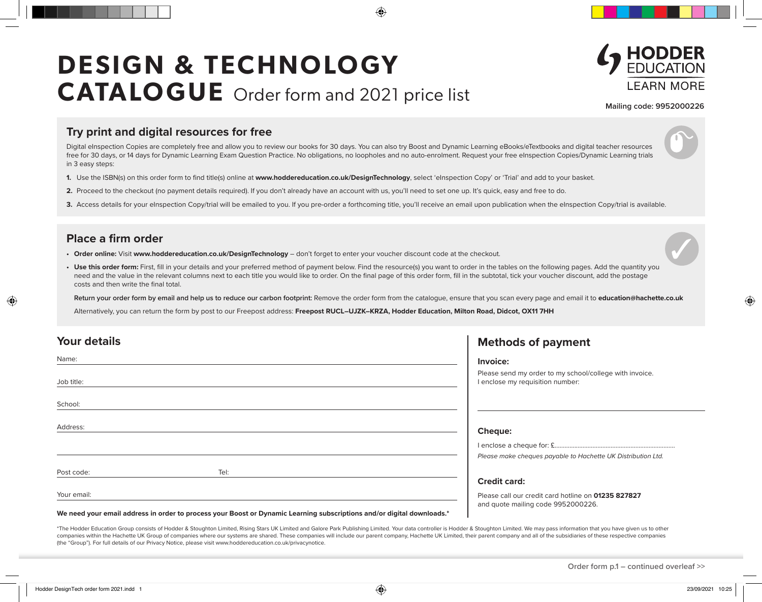# DESIGN & TECHNOLOGY CATALOGUE Order form and 2021 price list

HODDER EDUCATION
LEARN MORE

**Mailing code: 9952000226**

## Try print and digital resources for free

Digital eInspection Copies are completely free and allow you to review our books for 30 days. You can also try Boost and Dynamic Learning eBooks/eTextbooks and digital teacher resources free for 30 days, or 14 days for Dynamic Learning Exam Question Practice. No obligations, no loopholes and no auto-enrolment. Request your free eInspection Copies/Dynamic Learning trials in 3 easy steps:

1. Use the ISBN(s) on this order form to find title(s) online at **www.hoddereducation.co.uk/DesignTechnology**, select 'eInspection Copy' or 'Trial' and add to your basket.
2. Proceed to the checkout (no payment details required). If you don't already have an account with us, you'll need to set one up. It's quick, easy and free to do.
3. Access details for your eInspection Copy/trial will be emailed to you. If you pre-order a forthcoming title, you'll receive an email upon publication when the eInspection Copy/trial is available.

## Place a firm order

- **Order online:** Visit **www.hoddereducation.co.uk/DesignTechnology** – don't forget to enter your voucher discount code at the checkout.
- **Use this order form:** First, fill in your details and your preferred method of payment below. Find the resource(s) you want to order in the tables on the following pages. Add the quantity you need and the value in the relevant columns next to each title you would like to order. On the final page of this order form, fill in the subtotal, tick your voucher discount, add the postage costs and then write the final total.

  **Return your order form by email and help us to reduce our carbon footprint:** Remove the order form from the catalogue, ensure that you scan every page and email it to **education@hachette.co.uk**

  Alternatively, you can return the form by post to our Freepost address: **Freepost RUCL–UJZK–KRZA, Hodder Education, Milton Road, Didcot, OX11 7HH**

## Your details

Name:

Job title:

School:

Address:

Post code: Tel:

Your email:

**We need your email address in order to process your Boost or Dynamic Learning subscriptions and/or digital downloads.***

## Methods of payment

### Invoice:

Please send my order to my school/college with invoice.
I enclose my requisition number:

### Cheque:

I enclose a cheque for: £.........................................................................

*Please make cheques payable to Hachette UK Distribution Ltd.*

### Credit card:

Please call our credit card hotline on **01235 827827** and quote mailing code 9952000226.

*The Hodder Education Group consists of Hodder & Stoughton Limited, Rising Stars UK Limited and Galore Park Publishing Limited. Your data controller is Hodder & Stoughton Limited. We may pass information that you have given us to other companies within the Hachette UK Group of companies where our systems are shared. These companies will include our parent company, Hachette UK Limited, their parent company and all of the subsidiaries of these respective companies (the "Group"). For full details of our Privacy Notice, please visit www.hoddereducation.co.uk/privacynotice.

Order form p.1 – continued overleaf >>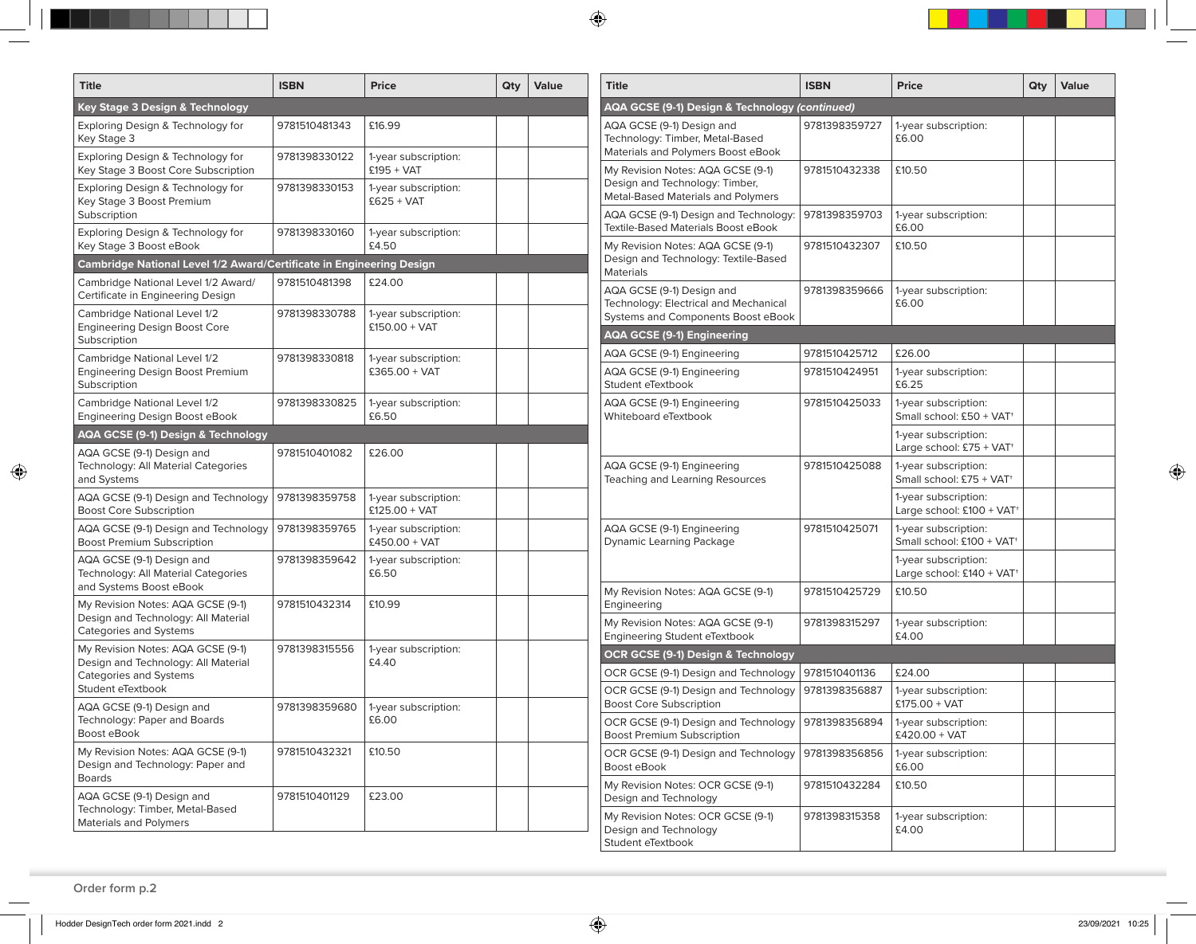| Title | ISBN | Price | Qty | Value |
|---|---|---|---|---|
| **Key Stage 3 Design & Technology** | | | | |
| Exploring Design & Technology for Key Stage 3 | 9781510481343 | £16.99 | | |
| Exploring Design & Technology for Key Stage 3 Boost Core Subscription | 9781398330122 | 1-year subscription: £195 + VAT | | |
| Exploring Design & Technology for Key Stage 3 Boost Premium Subscription | 9781398330153 | 1-year subscription: £625 + VAT | | |
| Exploring Design & Technology for Key Stage 3 Boost eBook | 9781398330160 | 1-year subscription: £4.50 | | |
| **Cambridge National Level 1/2 Award/Certificate in Engineering Design** | | | | |
| Cambridge National Level 1/2 Award/ Certificate in Engineering Design | 9781510481398 | £24.00 | | |
| Cambridge National Level 1/2 Engineering Design Boost Core Subscription | 9781398330788 | 1-year subscription: £150.00 + VAT | | |
| Cambridge National Level 1/2 Engineering Design Boost Premium Subscription | 9781398330818 | 1-year subscription: £365.00 + VAT | | |
| Cambridge National Level 1/2 Engineering Design Boost eBook | 9781398330825 | 1-year subscription: £6.50 | | |
| **AQA GCSE (9-1) Design & Technology** | | | | |
| AQA GCSE (9-1) Design and Technology: All Material Categories and Systems | 9781510401082 | £26.00 | | |
| AQA GCSE (9-1) Design and Technology Boost Core Subscription | 9781398359758 | 1-year subscription: £125.00 + VAT | | |
| AQA GCSE (9-1) Design and Technology Boost Premium Subscription | 9781398359765 | 1-year subscription: £450.00 + VAT | | |
| AQA GCSE (9-1) Design and Technology: All Material Categories and Systems Boost eBook | 9781398359642 | 1-year subscription: £6.50 | | |
| My Revision Notes: AQA GCSE (9-1) Design and Technology: All Material Categories and Systems | 9781510432314 | £10.99 | | |
| My Revision Notes: AQA GCSE (9-1) Design and Technology: All Material Categories and Systems Student eTextbook | 9781398315556 | 1-year subscription: £4.40 | | |
| AQA GCSE (9-1) Design and Technology: Paper and Boards Boost eBook | 9781398359680 | 1-year subscription: £6.00 | | |
| My Revision Notes: AQA GCSE (9-1) Design and Technology: Paper and Boards | 9781510432321 | £10.50 | | |
| AQA GCSE (9-1) Design and Technology: Timber, Metal-Based Materials and Polymers | 9781510401129 | £23.00 | | |

| Title | ISBN | Price | Qty | Value |
|---|---|---|---|---|
| **AQA GCSE (9-1) Design & Technology *(continued)*** | | | | |
| AQA GCSE (9-1) Design and Technology: Timber, Metal-Based Materials and Polymers Boost eBook | 9781398359727 | 1-year subscription: £6.00 | | |
| My Revision Notes: AQA GCSE (9-1) Design and Technology: Timber, Metal-Based Materials and Polymers | 9781510432338 | £10.50 | | |
| AQA GCSE (9-1) Design and Technology: Textile-Based Materials Boost eBook | 9781398359703 | 1-year subscription: £6.00 | | |
| My Revision Notes: AQA GCSE (9-1) Design and Technology: Textile-Based Materials | 9781510432307 | £10.50 | | |
| AQA GCSE (9-1) Design and Technology: Electrical and Mechanical Systems and Components Boost eBook | 9781398359666 | 1-year subscription: £6.00 | | |
| **AQA GCSE (9-1) Engineering** | | | | |
| AQA GCSE (9-1) Engineering | 9781510425712 | £26.00 | | |
| AQA GCSE (9-1) Engineering Student eTextbook | 9781510424951 | 1-year subscription: £6.25 | | |
| AQA GCSE (9-1) Engineering Whiteboard eTextbook | 9781510425033 | 1-year subscription: Small school: £50 + VAT† | | |
| | | 1-year subscription: Large school: £75 + VAT† | | |
| AQA GCSE (9-1) Engineering Teaching and Learning Resources | 9781510425088 | 1-year subscription: Small school: £75 + VAT† | | |
| | | 1-year subscription: Large school: £100 + VAT† | | |
| AQA GCSE (9-1) Engineering Dynamic Learning Package | 9781510425071 | 1-year subscription: Small school: £100 + VAT† | | |
| | | 1-year subscription: Large school: £140 + VAT† | | |
| My Revision Notes: AQA GCSE (9-1) Engineering | 9781510425729 | £10.50 | | |
| My Revision Notes: AQA GCSE (9-1) Engineering Student eTextbook | 9781398315297 | 1-year subscription: £4.00 | | |
| **OCR GCSE (9-1) Design & Technology** | | | | |
| OCR GCSE (9-1) Design and Technology | 9781510401136 | £24.00 | | |
| OCR GCSE (9-1) Design and Technology Boost Core Subscription | 9781398356887 | 1-year subscription: £175.00 + VAT | | |
| OCR GCSE (9-1) Design and Technology Boost Premium Subscription | 9781398356894 | 1-year subscription: £420.00 + VAT | | |
| OCR GCSE (9-1) Design and Technology Boost eBook | 9781398356856 | 1-year subscription: £6.00 | | |
| My Revision Notes: OCR GCSE (9-1) Design and Technology | 9781510432284 | £10.50 | | |
| My Revision Notes: OCR GCSE (9-1) Design and Technology Student eTextbook | 9781398315358 | 1-year subscription: £4.00 | | |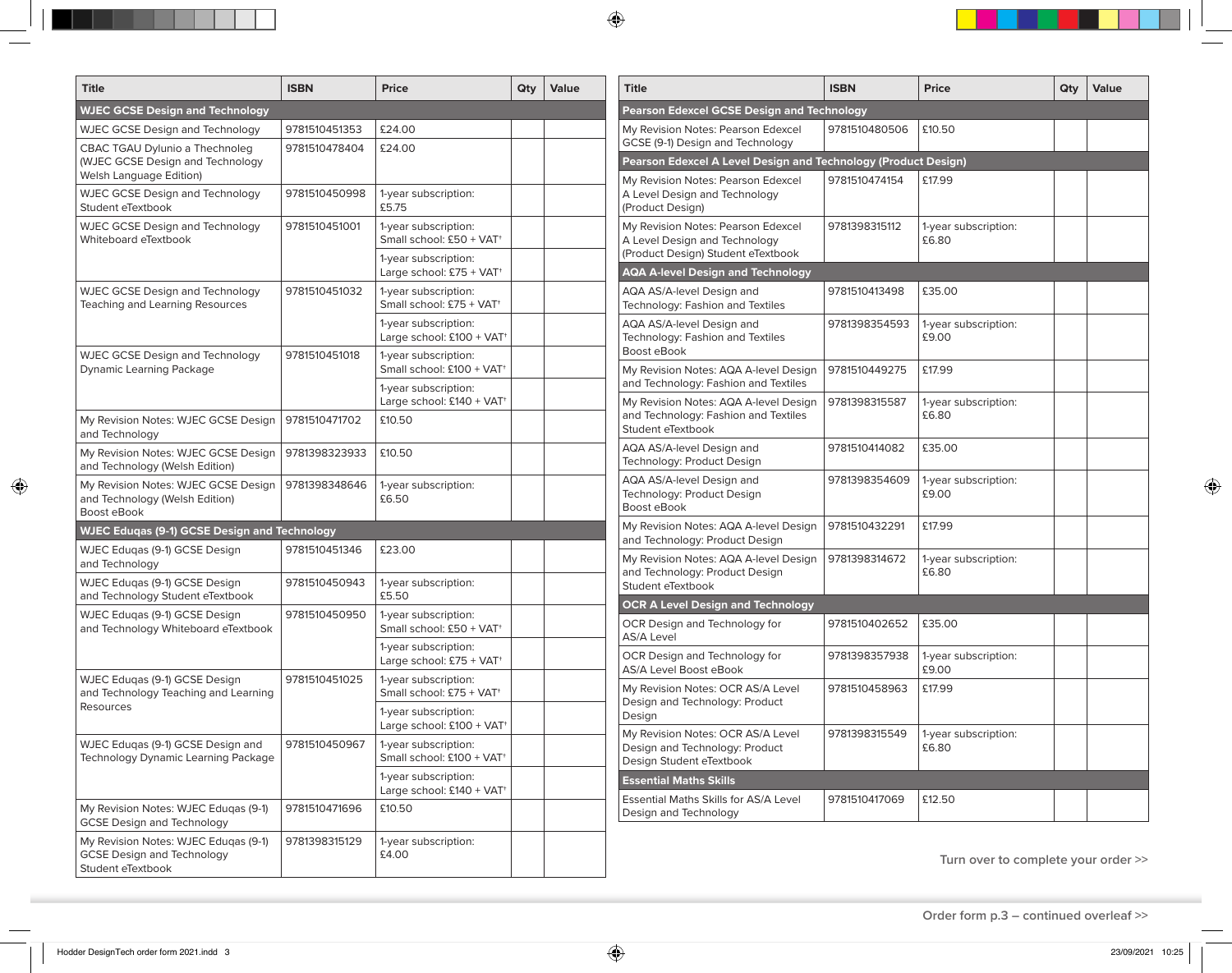| Title | ISBN | Price | Qty | Value |
|---|---|---|---|---|
| **WJEC GCSE Design and Technology** | | | | |
| WJEC GCSE Design and Technology | 9781510451353 | £24.00 | | |
| CBAC TGAU Dylunio a Thechnoleg (WJEC GCSE Design and Technology Welsh Language Edition) | 9781510478404 | £24.00 | | |
| WJEC GCSE Design and Technology Student eTextbook | 9781510450998 | 1-year subscription: £5.75 | | |
| WJEC GCSE Design and Technology Whiteboard eTextbook | 9781510451001 | 1-year subscription: Small school: £50 + VAT† | | |
| | | 1-year subscription: Large school: £75 + VAT† | | |
| WJEC GCSE Design and Technology Teaching and Learning Resources | 9781510451032 | 1-year subscription: Small school: £75 + VAT† | | |
| | | 1-year subscription: Large school: £100 + VAT† | | |
| WJEC GCSE Design and Technology Dynamic Learning Package | 9781510451018 | 1-year subscription: Small school: £100 + VAT† | | |
| | | 1-year subscription: Large school: £140 + VAT† | | |
| My Revision Notes: WJEC GCSE Design and Technology | 9781510471702 | £10.50 | | |
| My Revision Notes: WJEC GCSE Design and Technology (Welsh Edition) | 9781398323933 | £10.50 | | |
| My Revision Notes: WJEC GCSE Design and Technology (Welsh Edition) Boost eBook | 9781398348646 | 1-year subscription: £6.50 | | |
| **WJEC Eduqas (9-1) GCSE Design and Technology** | | | | |
| WJEC Eduqas (9-1) GCSE Design and Technology | 9781510451346 | £23.00 | | |
| WJEC Eduqas (9-1) GCSE Design and Technology Student eTextbook | 9781510450943 | 1-year subscription: £5.50 | | |
| WJEC Eduqas (9-1) GCSE Design and Technology Whiteboard eTextbook | 9781510450950 | 1-year subscription: Small school: £50 + VAT† | | |
| | | 1-year subscription: Large school: £75 + VAT† | | |
| WJEC Eduqas (9-1) GCSE Design and Technology Teaching and Learning Resources | 9781510451025 | 1-year subscription: Small school: £75 + VAT† | | |
| | | 1-year subscription: Large school: £100 + VAT† | | |
| WJEC Eduqas (9-1) GCSE Design and Technology Dynamic Learning Package | 9781510450967 | 1-year subscription: Small school: £100 + VAT† | | |
| | | 1-year subscription: Large school: £140 + VAT† | | |
| My Revision Notes: WJEC Eduqas (9-1) GCSE Design and Technology | 9781510471696 | £10.50 | | |
| My Revision Notes: WJEC Eduqas (9-1) GCSE Design and Technology Student eTextbook | 9781398315129 | 1-year subscription: £4.00 | | |

| Title | ISBN | Price | Qty | Value |
|---|---|---|---|---|
| **Pearson Edexcel GCSE Design and Technology** | | | | |
| My Revision Notes: Pearson Edexcel GCSE (9-1) Design and Technology | 9781510480506 | £10.50 | | |
| **Pearson Edexcel A Level Design and Technology (Product Design)** | | | | |
| My Revision Notes: Pearson Edexcel A Level Design and Technology (Product Design) | 9781510474154 | £17.99 | | |
| My Revision Notes: Pearson Edexcel A Level Design and Technology (Product Design) Student eTextbook | 9781398315112 | 1-year subscription: £6.80 | | |
| **AQA A-level Design and Technology** | | | | |
| AQA AS/A-level Design and Technology: Fashion and Textiles | 9781510413498 | £35.00 | | |
| AQA AS/A-level Design and Technology: Fashion and Textiles Boost eBook | 9781398354593 | 1-year subscription: £9.00 | | |
| My Revision Notes: AQA A-level Design and Technology: Fashion and Textiles | 9781510449275 | £17.99 | | |
| My Revision Notes: AQA A-level Design and Technology: Fashion and Textiles Student eTextbook | 9781398315587 | 1-year subscription: £6.80 | | |
| AQA AS/A-level Design and Technology: Product Design | 9781510414082 | £35.00 | | |
| AQA AS/A-level Design and Technology: Product Design Boost eBook | 9781398354609 | 1-year subscription: £9.00 | | |
| My Revision Notes: AQA A-level Design and Technology: Product Design | 9781510432291 | £17.99 | | |
| My Revision Notes: AQA A-level Design and Technology: Product Design Student eTextbook | 9781398314672 | 1-year subscription: £6.80 | | |
| **OCR A Level Design and Technology** | | | | |
| OCR Design and Technology for AS/A Level | 9781510402652 | £35.00 | | |
| OCR Design and Technology for AS/A Level Boost eBook | 9781398357938 | 1-year subscription: £9.00 | | |
| My Revision Notes: OCR AS/A Level Design and Technology: Product Design | 9781510458963 | £17.99 | | |
| My Revision Notes: OCR AS/A Level Design and Technology: Product Design Student eTextbook | 9781398315549 | 1-year subscription: £6.80 | | |
| **Essential Maths Skills** | | | | |
| Essential Maths Skills for AS/A Level Design and Technology | 9781510417069 | £12.50 | | |

Turn over to complete your order >>

Order form p.3 – continued overleaf >>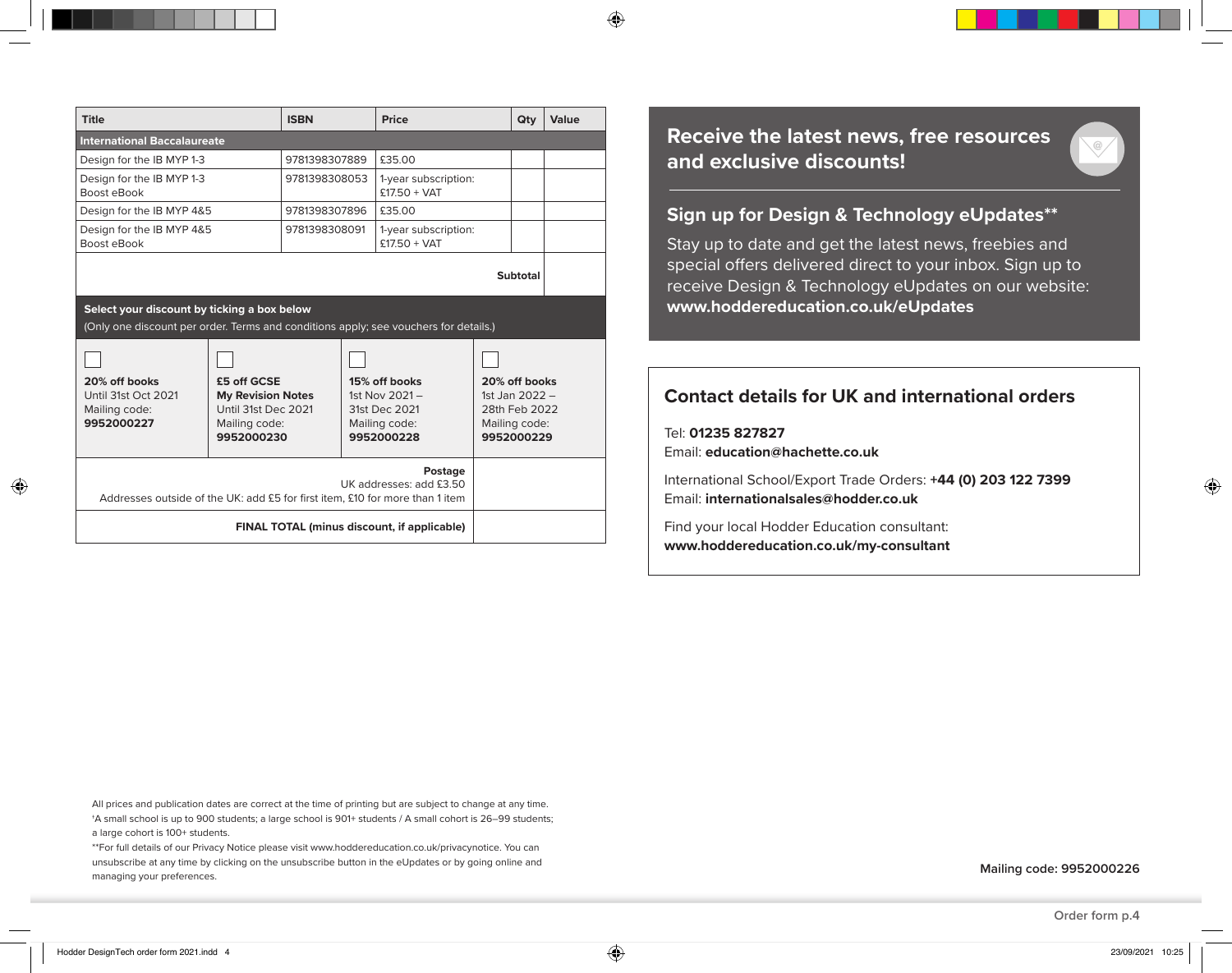| Title | ISBN | Price | Qty | Value |
|---|---|---|---|---|
| **International Baccalaureate** | | | | |
| Design for the IB MYP 1-3 | 9781398307889 | £35.00 | | |
| Design for the IB MYP 1-3 Boost eBook | 9781398308053 | 1-year subscription: £17.50 + VAT | | |
| Design for the IB MYP 4&5 | 9781398307896 | £35.00 | | |
| Design for the IB MYP 4&5 Boost eBook | 9781398308091 | 1-year subscription: £17.50 + VAT | | |
| | | | **Subtotal** | |

**Select your discount by ticking a box below**
(Only one discount per order. Terms and conditions apply; see vouchers for details.)

| | | | |
|---|---|---|---|
| ☐ **20% off books** Until 31st Oct 2021 Mailing code: **9952000227** | ☐ **£5 off GCSE My Revision Notes** Until 31st Dec 2021 Mailing code: **9952000230** | ☐ **15% off books** 1st Nov 2021 – 31st Dec 2021 Mailing code: **9952000228** | ☐ **20% off books** 1st Jan 2022 – 28th Feb 2022 Mailing code: **9952000229** |

| | |
|---|---|
| **Postage** UK addresses: add £3.50 Addresses outside of the UK: add £5 for first item, £10 for more than 1 item | |
| **FINAL TOTAL (minus discount, if applicable)** | |

## Receive the latest news, free resources and exclusive discounts!

### Sign up for Design & Technology eUpdates**

Stay up to date and get the latest news, freebies and special offers delivered direct to your inbox. Sign up to receive Design & Technology eUpdates on our website: **www.hoddereducation.co.uk/eUpdates**

## Contact details for UK and international orders

Tel: **01235 827827**
Email: **education@hachette.co.uk**

International School/Export Trade Orders: **+44 (0) 203 122 7399**
Email: **internationalsales@hodder.co.uk**

Find your local Hodder Education consultant:
**www.hoddereducation.co.uk/my-consultant**

All prices and publication dates are correct at the time of printing but are subject to change at any time.
†A small school is up to 900 students; a large school is 901+ students / A small cohort is 26–99 students; a large cohort is 100+ students.
**For full details of our Privacy Notice please visit www.hoddereducation.co.uk/privacynotice. You can unsubscribe at any time by clicking on the unsubscribe button in the eUpdates or by going online and managing your preferences.

**Mailing code: 9952000226**